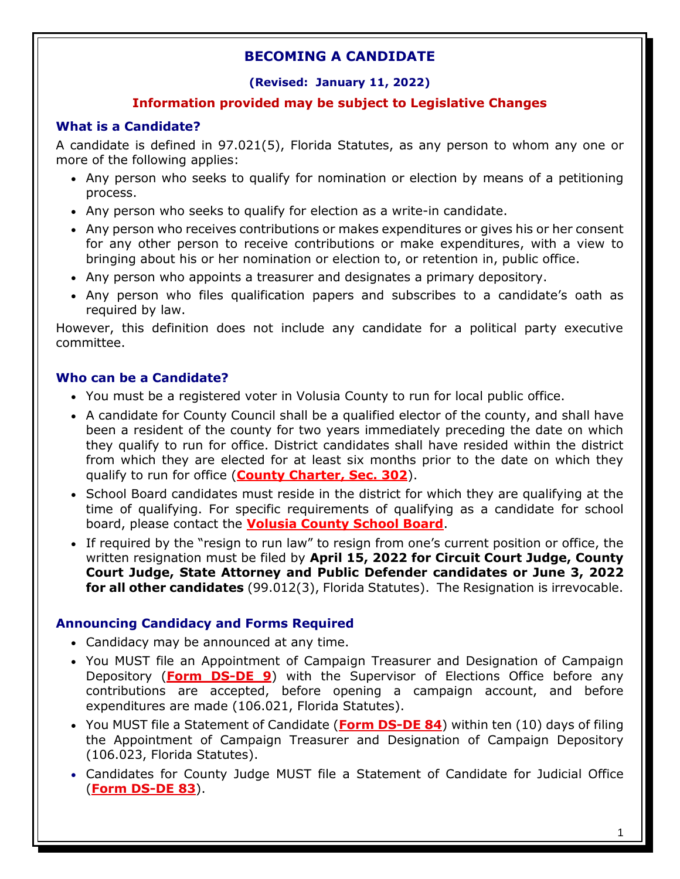# BECOMING A CANDIDATE

**(Revised: January 11, 2022)**

**Information provided may be subject to Legislative Changes**

## What is a Candidate?

A candidate is defined in 97.021(5), Florida Statutes, as any person to whom any one or more of the following applies:

- Any person who seeks to qualify for nomination or election by means of a petitioning process.
- Any person who seeks to qualify for election as a write-in candidate.
- Any person who receives contributions or makes expenditures or gives his or her consent for any other person to receive contributions or make expenditures, with a view to bringing about his or her nomination or election to, or retention in, public office.
- Any person who appoints a treasurer and designates a primary depository.
- Any person who files qualification papers and subscribes to a candidate's oath as required by law.

However, this definition does not include any candidate for a political party executive committee.

## Who can be a Candidate?

- You must be a registered voter in Volusia County to run for local public office.
- A candidate for County Council shall be a qualified elector of the county, and shall have been a resident of the county for two years immediately preceding the date on which they qualify to run for office. District candidates shall have resided within the district from which they are elected for at least six months prior to the date on which they qualify to run for office (**County Charter, Sec. 302**).
- School Board candidates must reside in the district for which they are qualifying at the time of qualifying. For specific requirements of qualifying as a candidate for school board, please contact the **Volusia County School Board**.
- If required by the "resign to run law" to resign from one's current position or office, the written resignation must be filed by **April 15, 2022 for Circuit Court Judge, County Court Judge, State Attorney and Public Defender candidates or June 3, 2022 for all other candidates** (99.012(3), Florida Statutes). The Resignation is irrevocable.

## Announcing Candidacy and Forms Required

- Candidacy may be announced at any time.
- You MUST file an Appointment of Campaign Treasurer and Designation of Campaign Depository (**Form DS-DE 9**) with the Supervisor of Elections Office before any contributions are accepted, before opening a campaign account, and before expenditures are made (106.021, Florida Statutes).
- You MUST file a Statement of Candidate (**Form DS-DE 84**) within ten (10) days of filing the Appointment of Campaign Treasurer and Designation of Campaign Depository (106.023, Florida Statutes).
- Candidates for County Judge MUST file a Statement of Candidate for Judicial Office (**Form DS-DE 83**).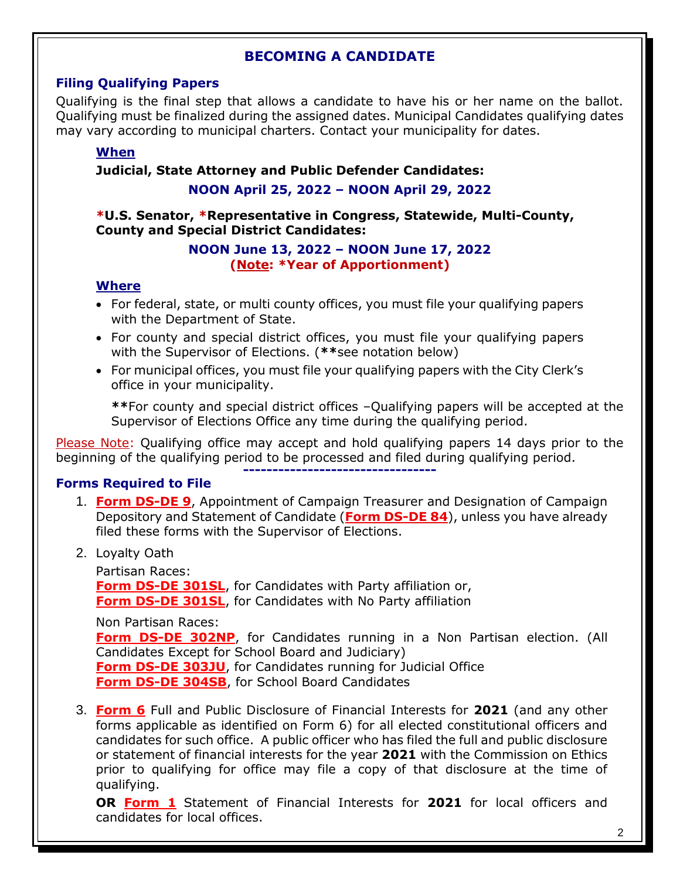# BECOMING A CANDIDATE

## Filing Qualifying Papers

Qualifying is the final step that allows a candidate to have his or her name on the ballot. Qualifying must be finalized during the assigned dates. Municipal Candidates qualifying dates may vary according to municipal charters. Contact your municipality for dates.

### When

**Judicial, State Attorney and Public Defender Candidates:**

**NOON April 25, 2022 – NOON April 29, 2022**

***U.S. Senator, *Representative in Congress, Statewide, Multi-County, County and Special District Candidates:**

**NOON June 13, 2022 – NOON June 17, 2022**
**(Note: *Year of Apportionment)**

### Where

- For federal, state, or multi county offices, you must file your qualifying papers with the Department of State.
- For county and special district offices, you must file your qualifying papers with the Supervisor of Elections. (**see notation below)
- For municipal offices, you must file your qualifying papers with the City Clerk's office in your municipality.

  **For county and special district offices –Qualifying papers will be accepted at the Supervisor of Elections Office any time during the qualifying period.

Please Note: Qualifying office may accept and hold qualifying papers 14 days prior to the beginning of the qualifying period to be processed and filed during qualifying period.

---

## Forms Required to File

1. **Form DS-DE 9**, Appointment of Campaign Treasurer and Designation of Campaign Depository and Statement of Candidate (**Form DS-DE 84**), unless you have already filed these forms with the Supervisor of Elections.

2. Loyalty Oath

   Partisan Races:
   **Form DS-DE 301SL**, for Candidates with Party affiliation or,
   **Form DS-DE 301SL**, for Candidates with No Party affiliation

   Non Partisan Races:
   **Form DS-DE 302NP**, for Candidates running in a Non Partisan election. (All Candidates Except for School Board and Judiciary)
   **Form DS-DE 303JU**, for Candidates running for Judicial Office
   **Form DS-DE 304SB**, for School Board Candidates

3. **Form 6** Full and Public Disclosure of Financial Interests for **2021** (and any other forms applicable as identified on Form 6) for all elected constitutional officers and candidates for such office. A public officer who has filed the full and public disclosure or statement of financial interests for the year **2021** with the Commission on Ethics prior to qualifying for office may file a copy of that disclosure at the time of qualifying.

   **OR Form 1** Statement of Financial Interests for **2021** for local officers and candidates for local offices.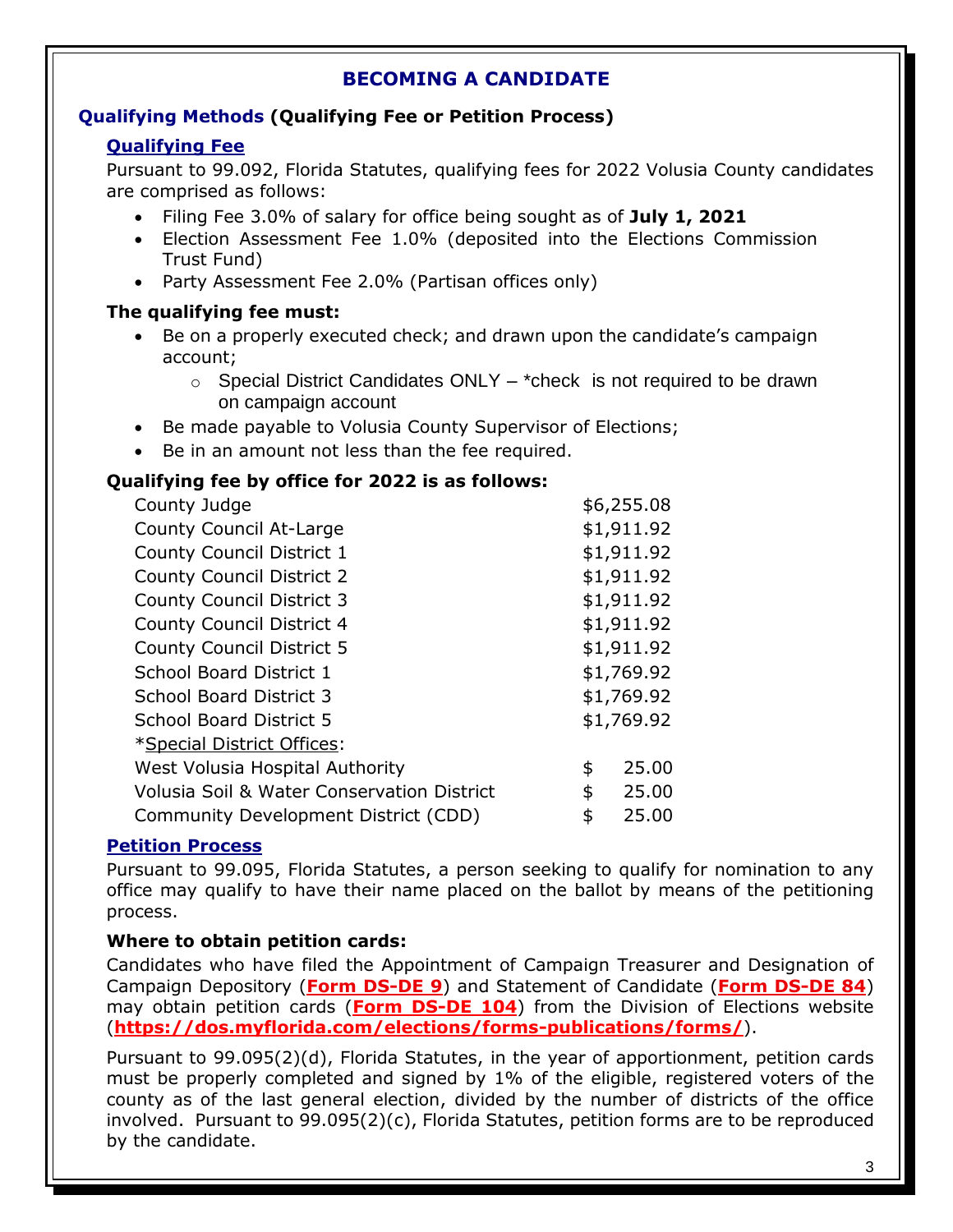# BECOMING A CANDIDATE

## Qualifying Methods (Qualifying Fee or Petition Process)

### Qualifying Fee

Pursuant to 99.092, Florida Statutes, qualifying fees for 2022 Volusia County candidates are comprised as follows:

- Filing Fee 3.0% of salary for office being sought as of **July 1, 2021**
- Election Assessment Fee 1.0% (deposited into the Elections Commission Trust Fund)
- Party Assessment Fee 2.0% (Partisan offices only)

**The qualifying fee must:**

- Be on a properly executed check; and drawn upon the candidate's campaign account;
  - Special District Candidates ONLY – *check is not required to be drawn on campaign account
- Be made payable to Volusia County Supervisor of Elections;
- Be in an amount not less than the fee required.

**Qualifying fee by office for 2022 is as follows:**

| Office | Fee |
|---|---|
| County Judge | $6,255.08 |
| County Council At-Large | $1,911.92 |
| County Council District 1 | $1,911.92 |
| County Council District 2 | $1,911.92 |
| County Council District 3 | $1,911.92 |
| County Council District 4 | $1,911.92 |
| County Council District 5 | $1,911.92 |
| School Board District 1 | $1,769.92 |
| School Board District 3 | $1,769.92 |
| School Board District 5 | $1,769.92 |
| *Special District Offices: | |
| West Volusia Hospital Authority | $ 25.00 |
| Volusia Soil & Water Conservation District | $ 25.00 |
| Community Development District (CDD) | $ 25.00 |

### Petition Process

Pursuant to 99.095, Florida Statutes, a person seeking to qualify for nomination to any office may qualify to have their name placed on the ballot by means of the petitioning process.

**Where to obtain petition cards:**

Candidates who have filed the Appointment of Campaign Treasurer and Designation of Campaign Depository (**Form DS-DE 9**) and Statement of Candidate (**Form DS-DE 84**) may obtain petition cards (**Form DS-DE 104**) from the Division of Elections website (**https://dos.myflorida.com/elections/forms-publications/forms/**).

Pursuant to 99.095(2)(d), Florida Statutes, in the year of apportionment, petition cards must be properly completed and signed by 1% of the eligible, registered voters of the county as of the last general election, divided by the number of districts of the office involved. Pursuant to 99.095(2)(c), Florida Statutes, petition forms are to be reproduced by the candidate.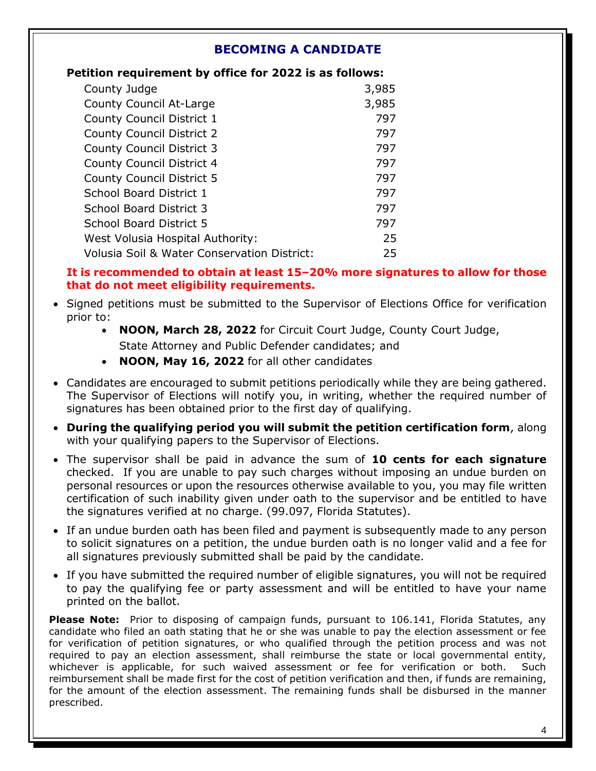## BECOMING A CANDIDATE

**Petition requirement by office for 2022 is as follows:**

| Office | Signatures |
|---|---|
| County Judge | 3,985 |
| County Council At-Large | 3,985 |
| County Council District 1 | 797 |
| County Council District 2 | 797 |
| County Council District 3 | 797 |
| County Council District 4 | 797 |
| County Council District 5 | 797 |
| School Board District 1 | 797 |
| School Board District 3 | 797 |
| School Board District 5 | 797 |
| West Volusia Hospital Authority: | 25 |
| Volusia Soil & Water Conservation District: | 25 |

**It is recommended to obtain at least 15–20% more signatures to allow for those that do not meet eligibility requirements.**

- Signed petitions must be submitted to the Supervisor of Elections Office for verification prior to:
  - **NOON, March 28, 2022** for Circuit Court Judge, County Court Judge, State Attorney and Public Defender candidates; and
  - **NOON, May 16, 2022** for all other candidates
- Candidates are encouraged to submit petitions periodically while they are being gathered. The Supervisor of Elections will notify you, in writing, whether the required number of signatures has been obtained prior to the first day of qualifying.
- **During the qualifying period you will submit the petition certification form**, along with your qualifying papers to the Supervisor of Elections.
- The supervisor shall be paid in advance the sum of **10 cents for each signature** checked. If you are unable to pay such charges without imposing an undue burden on personal resources or upon the resources otherwise available to you, you may file written certification of such inability given under oath to the supervisor and be entitled to have the signatures verified at no charge. (99.097, Florida Statutes).
- If an undue burden oath has been filed and payment is subsequently made to any person to solicit signatures on a petition, the undue burden oath is no longer valid and a fee for all signatures previously submitted shall be paid by the candidate.
- If you have submitted the required number of eligible signatures, you will not be required to pay the qualifying fee or party assessment and will be entitled to have your name printed on the ballot.

**Please Note:** Prior to disposing of campaign funds, pursuant to 106.141, Florida Statutes, any candidate who filed an oath stating that he or she was unable to pay the election assessment or fee for verification of petition signatures, or who qualified through the petition process and was not required to pay an election assessment, shall reimburse the state or local governmental entity, whichever is applicable, for such waived assessment or fee for verification or both. Such reimbursement shall be made first for the cost of petition verification and then, if funds are remaining, for the amount of the election assessment. The remaining funds shall be disbursed in the manner prescribed.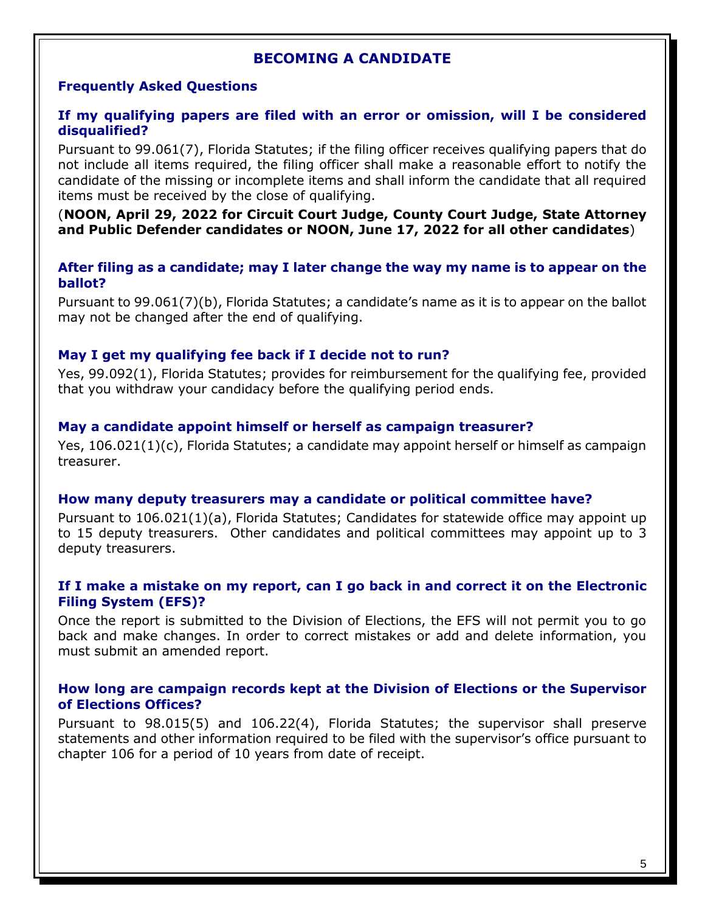# BECOMING A CANDIDATE

## Frequently Asked Questions

### If my qualifying papers are filed with an error or omission, will I be considered disqualified?

Pursuant to 99.061(7), Florida Statutes; if the filing officer receives qualifying papers that do not include all items required, the filing officer shall make a reasonable effort to notify the candidate of the missing or incomplete items and shall inform the candidate that all required items must be received by the close of qualifying.

(**NOON, April 29, 2022 for Circuit Court Judge, County Court Judge, State Attorney and Public Defender candidates or NOON, June 17, 2022 for all other candidates**)

### After filing as a candidate; may I later change the way my name is to appear on the ballot?

Pursuant to 99.061(7)(b), Florida Statutes; a candidate's name as it is to appear on the ballot may not be changed after the end of qualifying.

### May I get my qualifying fee back if I decide not to run?

Yes, 99.092(1), Florida Statutes; provides for reimbursement for the qualifying fee, provided that you withdraw your candidacy before the qualifying period ends.

### May a candidate appoint himself or herself as campaign treasurer?

Yes, 106.021(1)(c), Florida Statutes; a candidate may appoint herself or himself as campaign treasurer.

### How many deputy treasurers may a candidate or political committee have?

Pursuant to 106.021(1)(a), Florida Statutes; Candidates for statewide office may appoint up to 15 deputy treasurers. Other candidates and political committees may appoint up to 3 deputy treasurers.

### If I make a mistake on my report, can I go back in and correct it on the Electronic Filing System (EFS)?

Once the report is submitted to the Division of Elections, the EFS will not permit you to go back and make changes. In order to correct mistakes or add and delete information, you must submit an amended report.

### How long are campaign records kept at the Division of Elections or the Supervisor of Elections Offices?

Pursuant to 98.015(5) and 106.22(4), Florida Statutes; the supervisor shall preserve statements and other information required to be filed with the supervisor's office pursuant to chapter 106 for a period of 10 years from date of receipt.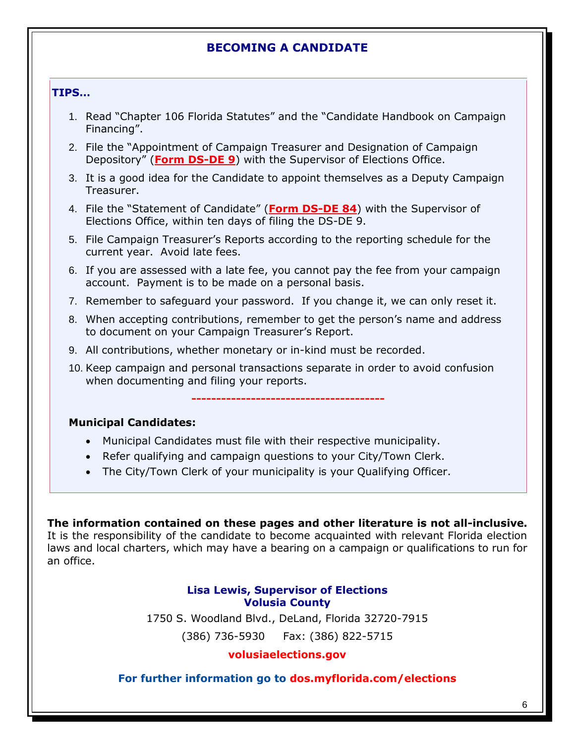## BECOMING A CANDIDATE

**TIPS…**

1. Read "Chapter 106 Florida Statutes" and the "Candidate Handbook on Campaign Financing".
2. File the "Appointment of Campaign Treasurer and Designation of Campaign Depository" (**Form DS-DE 9**) with the Supervisor of Elections Office.
3. It is a good idea for the Candidate to appoint themselves as a Deputy Campaign Treasurer.
4. File the "Statement of Candidate" (**Form DS-DE 84**) with the Supervisor of Elections Office, within ten days of filing the DS-DE 9.
5. File Campaign Treasurer's Reports according to the reporting schedule for the current year. Avoid late fees.
6. If you are assessed with a late fee, you cannot pay the fee from your campaign account. Payment is to be made on a personal basis.
7. Remember to safeguard your password. If you change it, we can only reset it.
8. When accepting contributions, remember to get the person's name and address to document on your Campaign Treasurer's Report.
9. All contributions, whether monetary or in-kind must be recorded.
10. Keep campaign and personal transactions separate in order to avoid confusion when documenting and filing your reports.

---

**Municipal Candidates:**

- Municipal Candidates must file with their respective municipality.
- Refer qualifying and campaign questions to your City/Town Clerk.
- The City/Town Clerk of your municipality is your Qualifying Officer.

**The information contained on these pages and other literature is not all-inclusive.** It is the responsibility of the candidate to become acquainted with relevant Florida election laws and local charters, which may have a bearing on a campaign or qualifications to run for an office.

**Lisa Lewis, Supervisor of Elections**
**Volusia County**

1750 S. Woodland Blvd., DeLand, Florida 32720-7915

(386) 736-5930 Fax: (386) 822-5715

**volusiaelections.gov**

**For further information go to dos.myflorida.com/elections**